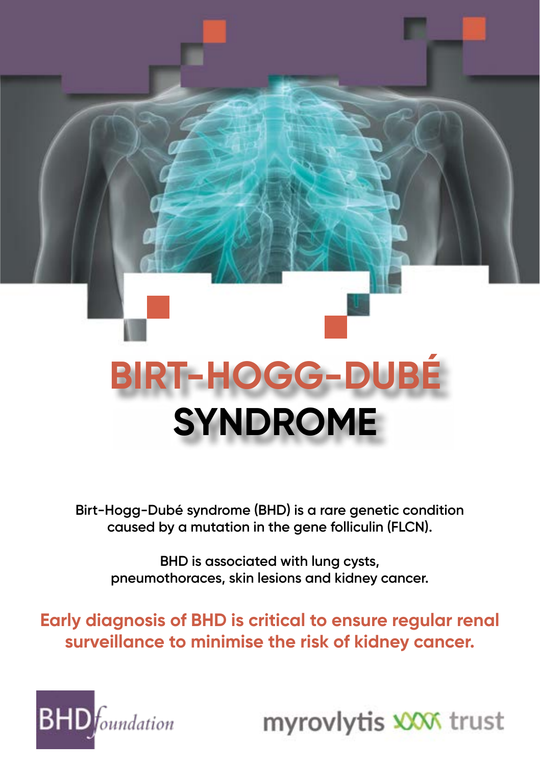# BIRT-HOGG-DUBÉ SYNDROME

Birt-Hogg-Dubé syndrome (BHD) is a rare genetic condition caused by a mutation in the gene folliculin (FLCN).

BHD is associated with lung cysts, pneumothoraces, skin lesions and kidney cancer.

**Early diagnosis of BHD is critical to ensure regular renal surveillance to minimise the risk of kidney cancer.**

BHD*foundation*

myrovlytis trust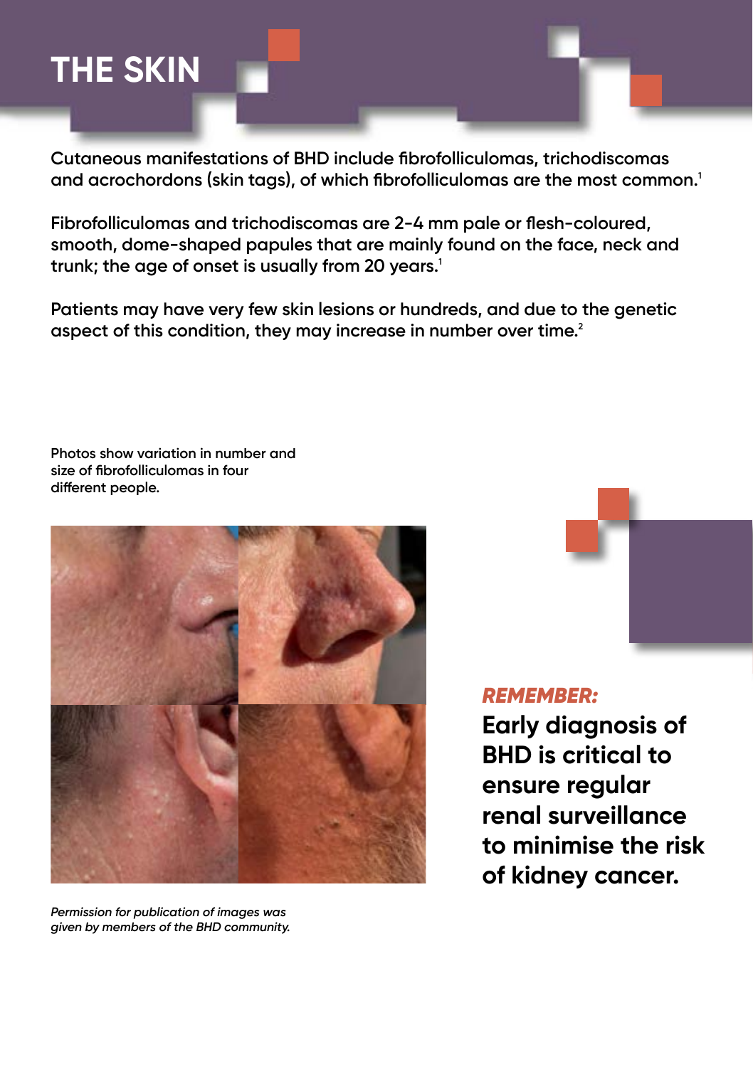# THE SKIN

Cutaneous manifestations of BHD include fibrofolliculomas, trichodiscomas and acrochordons (skin tags), of which fibrofolliculomas are the most common.[1]

Fibrofolliculomas and trichodiscomas are 2-4 mm pale or flesh-coloured, smooth, dome-shaped papules that are mainly found on the face, neck and trunk; the age of onset is usually from 20 years.[1]

Patients may have very few skin lesions or hundreds, and due to the genetic aspect of this condition, they may increase in number over time.[2]

Photos show variation in number and size of fibrofolliculomas in four different people.

*Permission for publication of images was given by members of the BHD community.*

***REMEMBER:***

**Early diagnosis of BHD is critical to ensure regular renal surveillance to minimise the risk of kidney cancer.**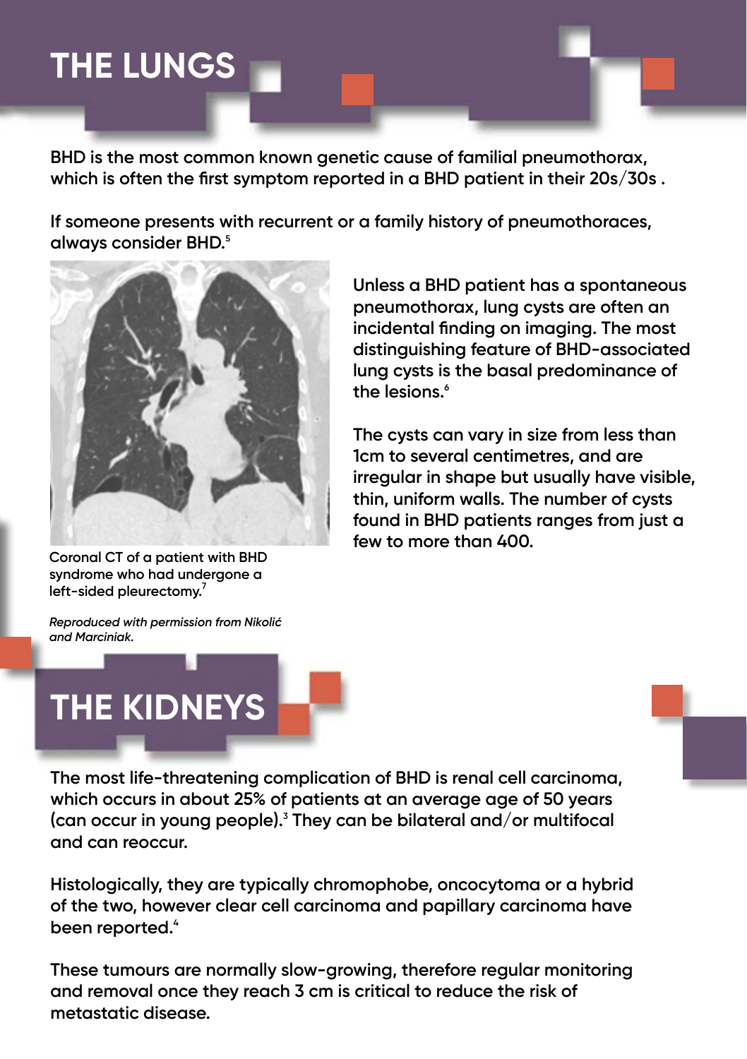# THE LUNGS

BHD is the most common known genetic cause of familial pneumothorax, which is often the first symptom reported in a BHD patient in their 20s/30s .

If someone presents with recurrent or a family history of pneumothoraces, always consider BHD.[5]

Coronal CT of a patient with BHD syndrome who had undergone a left-sided pleurectomy.[7]

*Reproduced with permission from Nikolić and Marciniak.*

Unless a BHD patient has a spontaneous pneumothorax, lung cysts are often an incidental finding on imaging. The most distinguishing feature of BHD-associated lung cysts is the basal predominance of the lesions.[6]

The cysts can vary in size from less than 1cm to several centimetres, and are irregular in shape but usually have visible, thin, uniform walls. The number of cysts found in BHD patients ranges from just a few to more than 400.

# THE KIDNEYS

The most life-threatening complication of BHD is renal cell carcinoma, which occurs in about 25% of patients at an average age of 50 years (can occur in young people).[3] They can be bilateral and/or multifocal and can reoccur.

Histologically, they are typically chromophobe, oncocytoma or a hybrid of the two, however clear cell carcinoma and papillary carcinoma have been reported.[4]

These tumours are normally slow-growing, therefore regular monitoring and removal once they reach 3 cm is critical to reduce the risk of metastatic disease.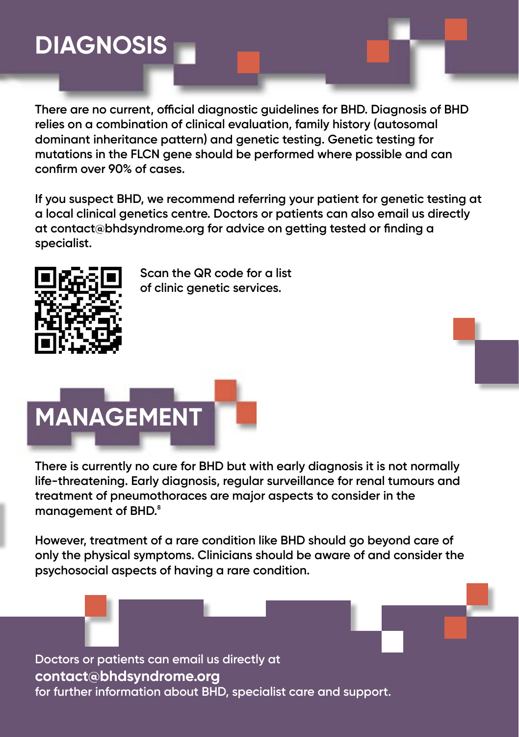# DIAGNOSIS

There are no current, official diagnostic guidelines for BHD. Diagnosis of BHD relies on a combination of clinical evaluation, family history (autosomal dominant inheritance pattern) and genetic testing. Genetic testing for mutations in the FLCN gene should be performed where possible and can confirm over 90% of cases.

If you suspect BHD, we recommend referring your patient for genetic testing at a local clinical genetics centre. Doctors or patients can also email us directly at contact@bhdsyndrome.org for advice on getting tested or finding a specialist.

Scan the QR code for a list of clinic genetic services.

# MANAGEMENT

There is currently no cure for BHD but with early diagnosis it is not normally life-threatening. Early diagnosis, regular surveillance for renal tumours and treatment of pneumothoraces are major aspects to consider in the management of BHD.[8]

However, treatment of a rare condition like BHD should go beyond care of only the physical symptoms. Clinicians should be aware of and consider the psychosocial aspects of having a rare condition.

Doctors or patients can email us directly at
**contact@bhdsyndrome.org**
for further information about BHD, specialist care and support.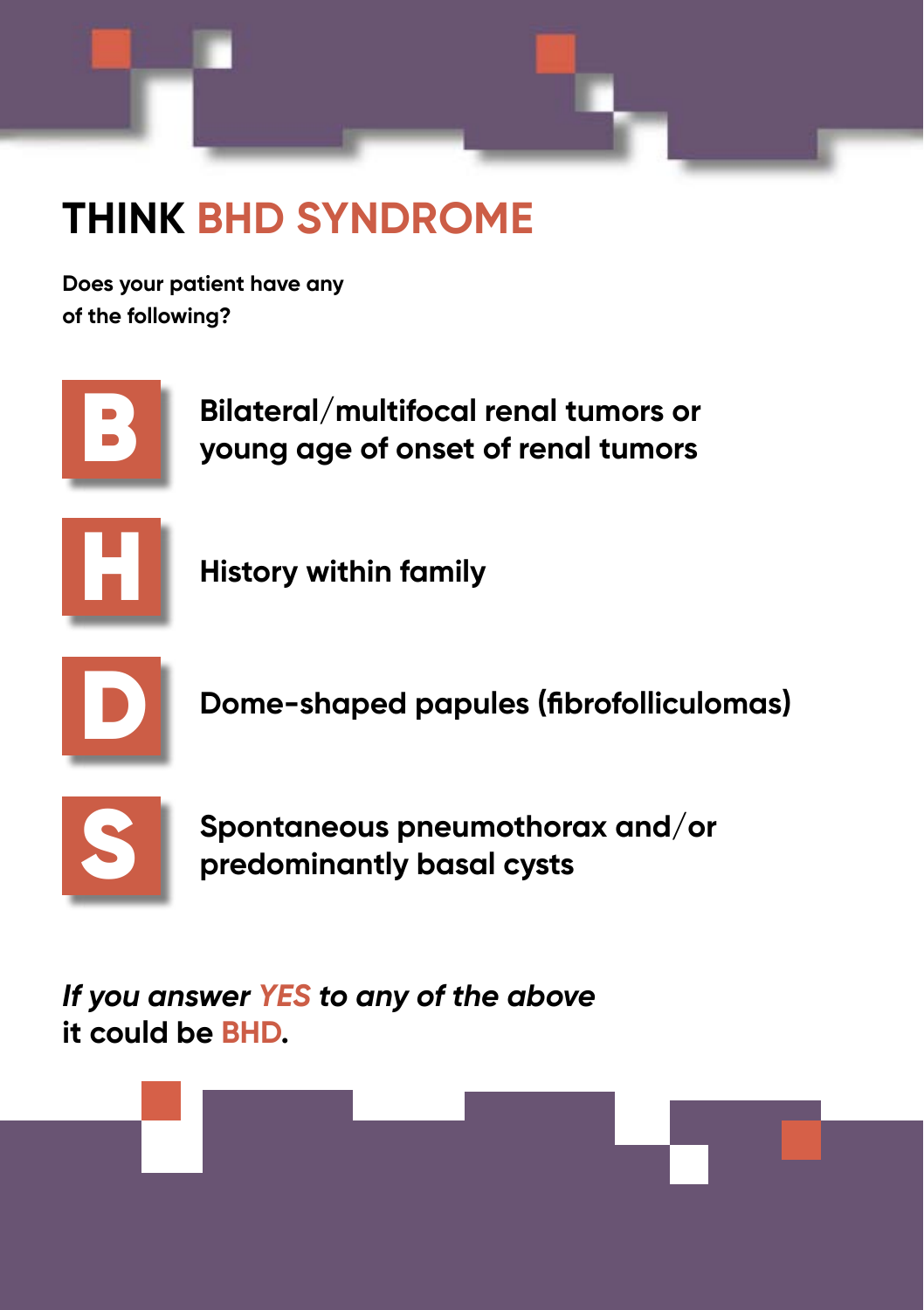# THINK BHD SYNDROME

**Does your patient have any of the following?**

- **B** — **Bilateral/multifocal renal tumors or young age of onset of renal tumors**
- **H** — **History within family**
- **D** — **Dome-shaped papules (fibrofolliculomas)**
- **S** — **Spontaneous pneumothorax and/or predominantly basal cysts**

***If you answer YES to any of the above***
**it could be BHD.**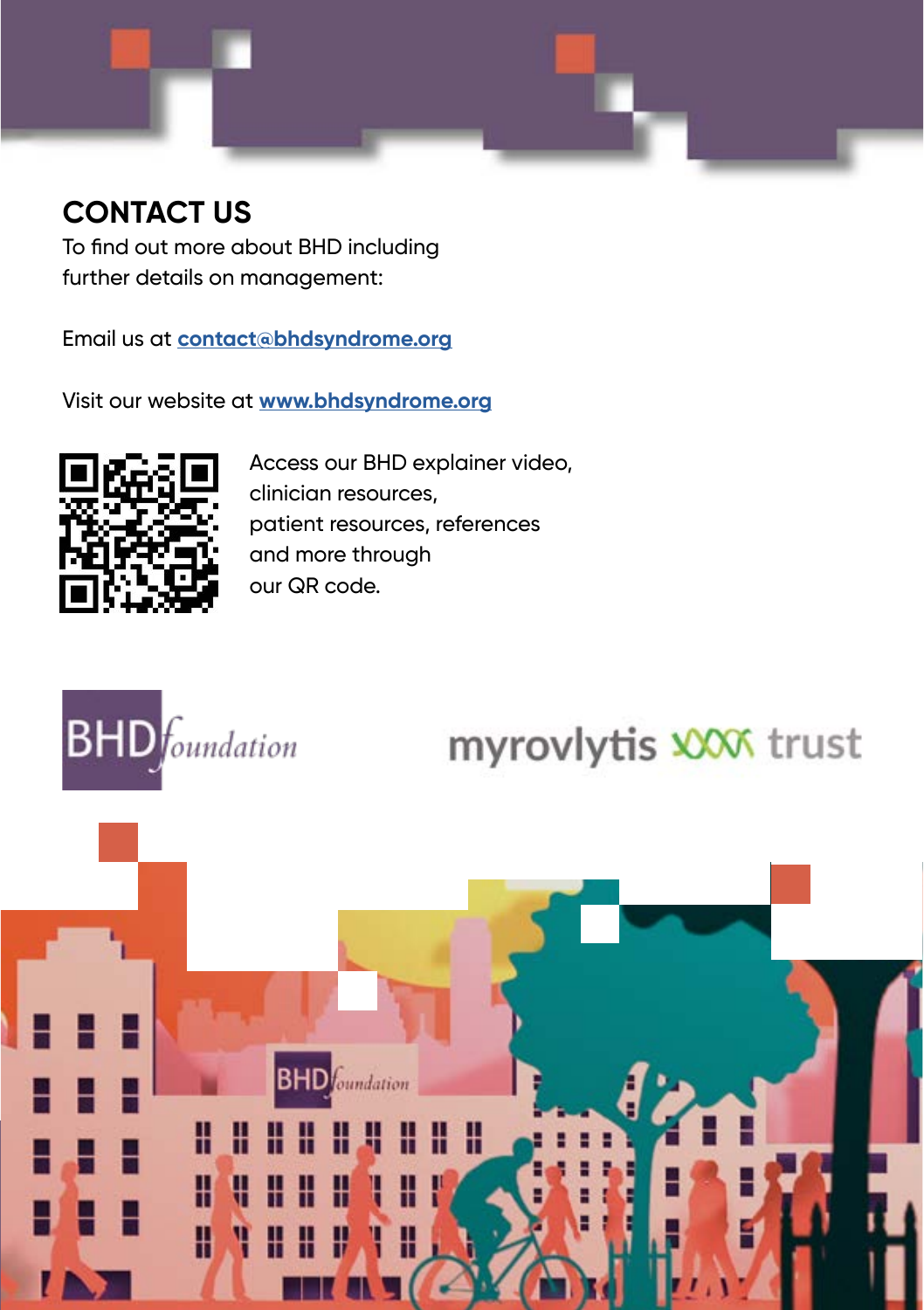## CONTACT US

To find out more about BHD including further details on management:

Email us at **contact@bhdsyndrome.org**

Visit our website at **www.bhdsyndrome.org**

Access our BHD explainer video, clinician resources, patient resources, references and more through our QR code.

BHD foundation

myrovlytis trust